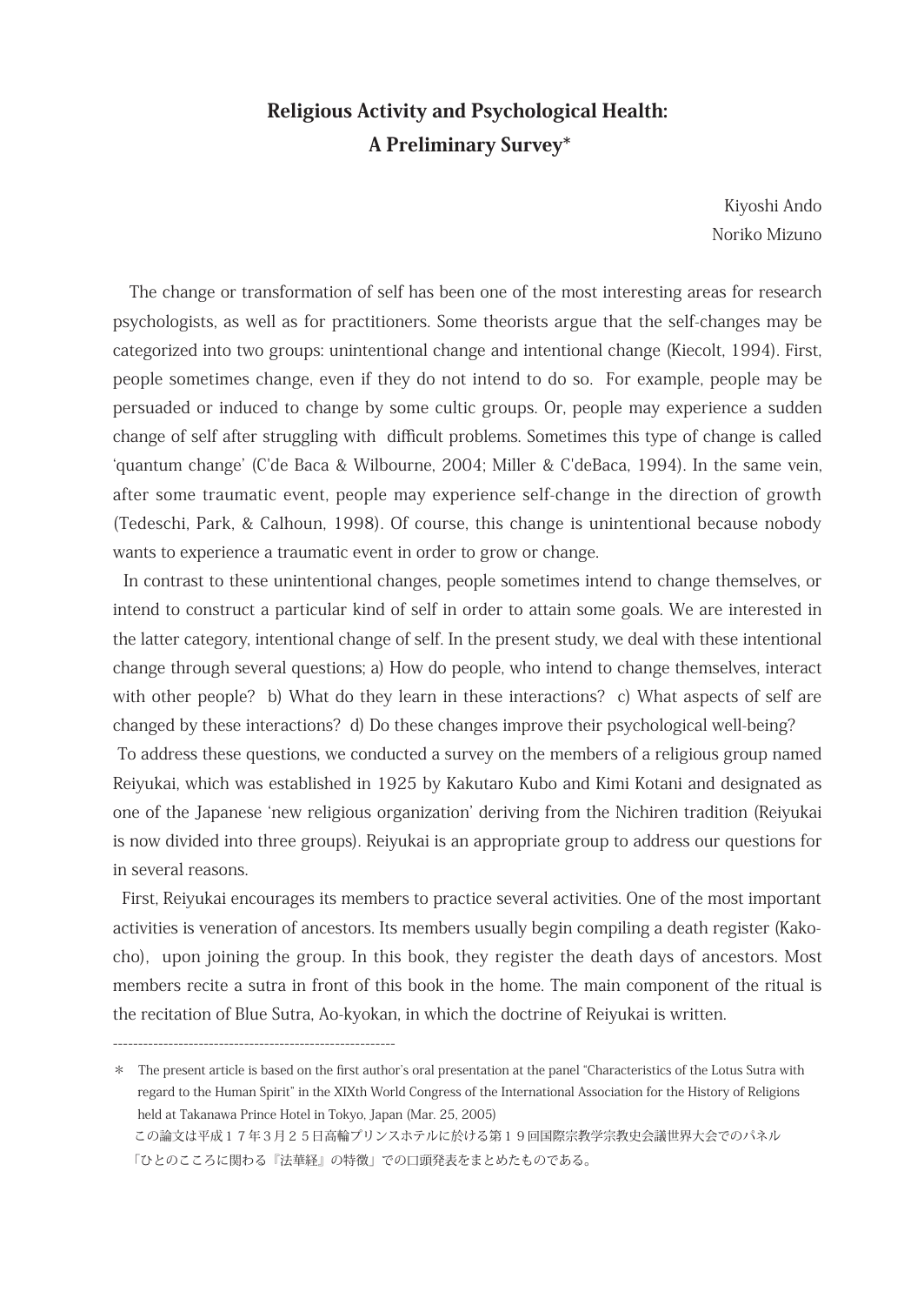# Religious Activity and Psychological Health: A Preliminary Survey*

Kiyoshi Ando
Noriko Mizuno

The change or transformation of self has been one of the most interesting areas for research psychologists, as well as for practitioners. Some theorists argue that the self-changes may be categorized into two groups: unintentional change and intentional change (Kiecolt, 1994). First, people sometimes change, even if they do not intend to do so. For example, people may be persuaded or induced to change by some cultic groups. Or, people may experience a sudden change of self after struggling with difficult problems. Sometimes this type of change is called 'quantum change' (C'de Baca & Wilbourne, 2004; Miller & C'deBaca, 1994). In the same vein, after some traumatic event, people may experience self-change in the direction of growth (Tedeschi, Park, & Calhoun, 1998). Of course, this change is unintentional because nobody wants to experience a traumatic event in order to grow or change.

In contrast to these unintentional changes, people sometimes intend to change themselves, or intend to construct a particular kind of self in order to attain some goals. We are interested in the latter category, intentional change of self. In the present study, we deal with these intentional change through several questions; a) How do people, who intend to change themselves, interact with other people? b) What do they learn in these interactions? c) What aspects of self are changed by these interactions? d) Do these changes improve their psychological well-being?

To address these questions, we conducted a survey on the members of a religious group named Reiyukai, which was established in 1925 by Kakutaro Kubo and Kimi Kotani and designated as one of the Japanese 'new religious organization' deriving from the Nichiren tradition (Reiyukai is now divided into three groups). Reiyukai is an appropriate group to address our questions for in several reasons.

First, Reiyukai encourages its members to practice several activities. One of the most important activities is veneration of ancestors. Its members usually begin compiling a death register (Kako-cho), upon joining the group. In this book, they register the death days of ancestors. Most members recite a sutra in front of this book in the home. The main component of the ritual is the recitation of Blue Sutra, Ao-kyokan, in which the doctrine of Reiyukai is written.

---

\* The present article is based on the first author's oral presentation at the panel "Characteristics of the Lotus Sutra with regard to the Human Spirit" in the XIXth World Congress of the International Association for the History of Religions held at Takanawa Prince Hotel in Tokyo, Japan (Mar. 25, 2005)
この論文は平成１７年３月２５日高輪プリンスホテルに於ける第１９回国際宗教学宗教史会議世界大会でのパネル「ひとのこころに関わる『法華経』の特徴」での口頭発表をまとめたものである。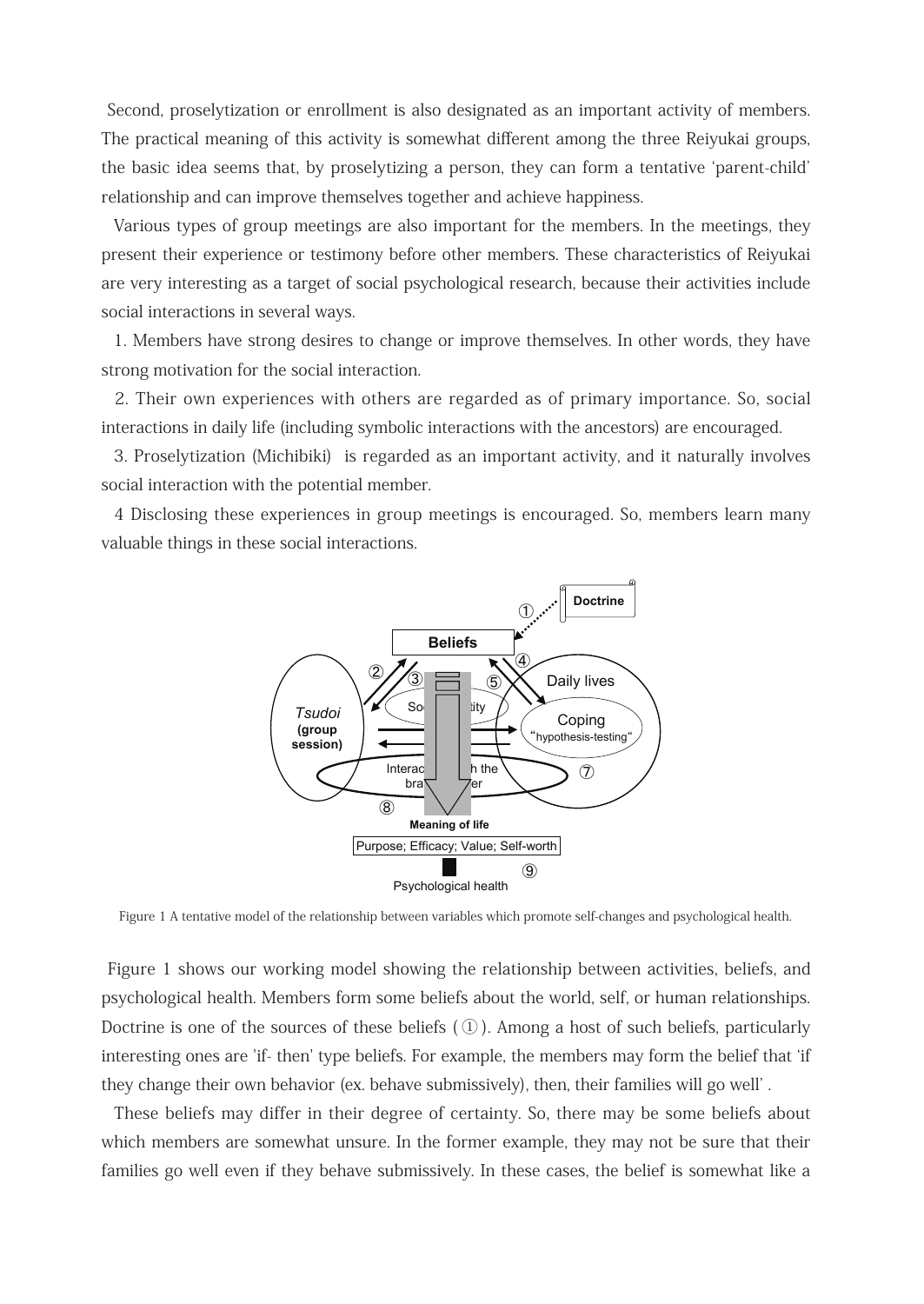Second, proselytization or enrollment is also designated as an important activity of members. The practical meaning of this activity is somewhat different among the three Reiyukai groups, the basic idea seems that, by proselytizing a person, they can form a tentative 'parent-child' relationship and can improve themselves together and achieve happiness.

Various types of group meetings are also important for the members. In the meetings, they present their experience or testimony before other members. These characteristics of Reiyukai are very interesting as a target of social psychological research, because their activities include social interactions in several ways.

1. Members have strong desires to change or improve themselves. In other words, they have strong motivation for the social interaction.

2. Their own experiences with others are regarded as of primary importance. So, social interactions in daily life (including symbolic interactions with the ancestors) are encouraged.

3. Proselytization (Michibiki) is regarded as an important activity, and it naturally involves social interaction with the potential member.

4 Disclosing these experiences in group meetings is encouraged. So, members learn many valuable things in these social interactions.

Figure 1 A tentative model of the relationship between variables which promote self-changes and psychological health.

Figure 1 shows our working model showing the relationship between activities, beliefs, and psychological health. Members form some beliefs about the world, self, or human relationships. Doctrine is one of the sources of these beliefs (①). Among a host of such beliefs, particularly interesting ones are 'if- then' type beliefs. For example, the members may form the belief that 'if they change their own behavior (ex. behave submissively), then, their families will go well' .

These beliefs may differ in their degree of certainty. So, there may be some beliefs about which members are somewhat unsure. In the former example, they may not be sure that their families go well even if they behave submissively. In these cases, the belief is somewhat like a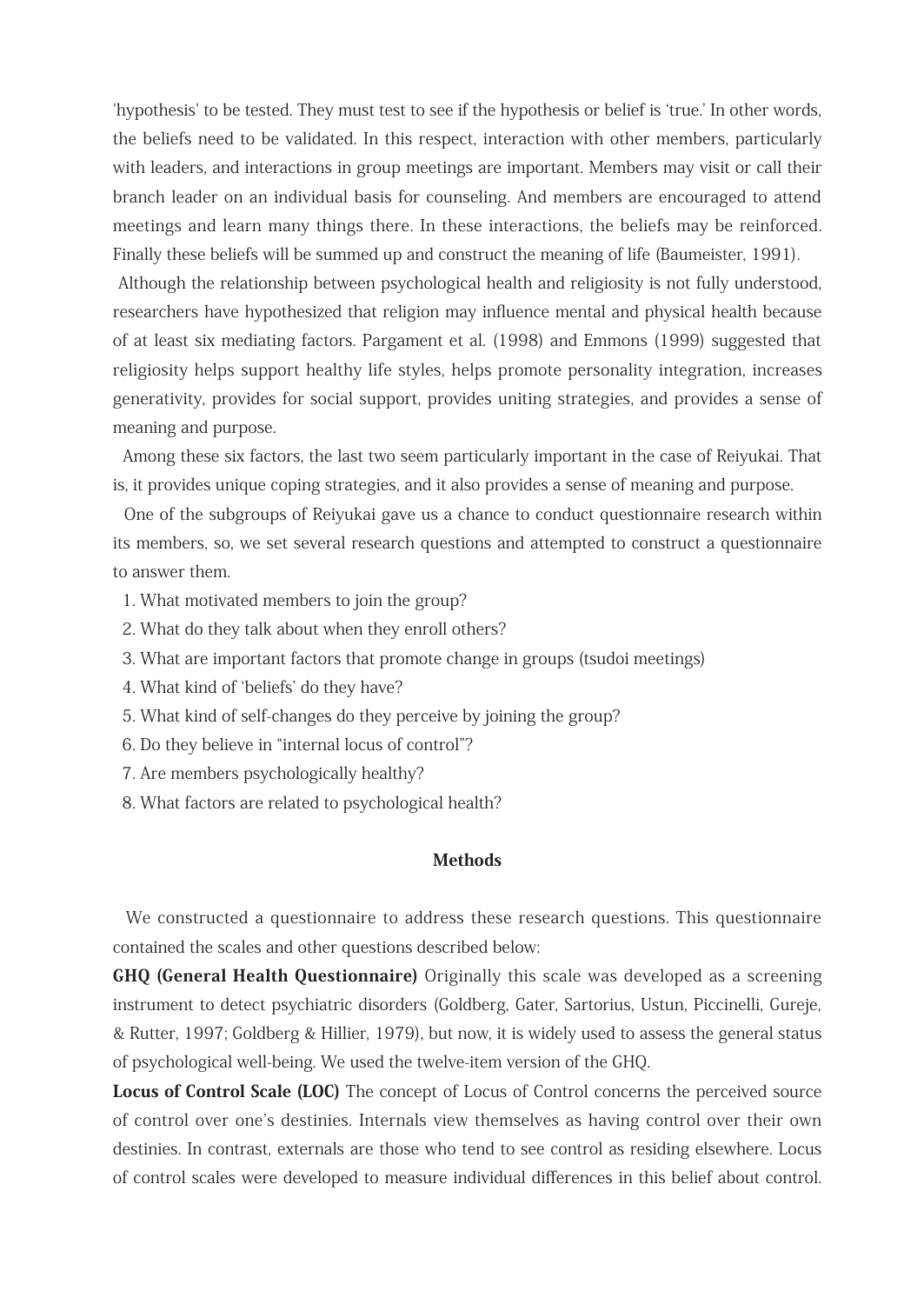'hypothesis' to be tested. They must test to see if the hypothesis or belief is 'true.' In other words, the beliefs need to be validated. In this respect, interaction with other members, particularly with leaders, and interactions in group meetings are important. Members may visit or call their branch leader on an individual basis for counseling. And members are encouraged to attend meetings and learn many things there. In these interactions, the beliefs may be reinforced. Finally these beliefs will be summed up and construct the meaning of life (Baumeister, 1991).

Although the relationship between psychological health and religiosity is not fully understood, researchers have hypothesized that religion may influence mental and physical health because of at least six mediating factors. Pargament et al. (1998) and Emmons (1999) suggested that religiosity helps support healthy life styles, helps promote personality integration, increases generativity, provides for social support, provides uniting strategies, and provides a sense of meaning and purpose.

Among these six factors, the last two seem particularly important in the case of Reiyukai. That is, it provides unique coping strategies, and it also provides a sense of meaning and purpose.

One of the subgroups of Reiyukai gave us a chance to conduct questionnaire research within its members, so, we set several research questions and attempted to construct a questionnaire to answer them.

1. What motivated members to join the group?
2. What do they talk about when they enroll others?
3. What are important factors that promote change in groups (tsudoi meetings)
4. What kind of 'beliefs' do they have?
5. What kind of self-changes do they perceive by joining the group?
6. Do they believe in "internal locus of control"?
7. Are members psychologically healthy?
8. What factors are related to psychological health?

## Methods

We constructed a questionnaire to address these research questions. This questionnaire contained the scales and other questions described below:

**GHQ (General Health Questionnaire)** Originally this scale was developed as a screening instrument to detect psychiatric disorders (Goldberg, Gater, Sartorius, Ustun, Piccinelli, Gureje, & Rutter, 1997; Goldberg & Hillier, 1979), but now, it is widely used to assess the general status of psychological well-being. We used the twelve-item version of the GHQ.

**Locus of Control Scale (LOC)** The concept of Locus of Control concerns the perceived source of control over one's destinies. Internals view themselves as having control over their own destinies. In contrast, externals are those who tend to see control as residing elsewhere. Locus of control scales were developed to measure individual differences in this belief about control.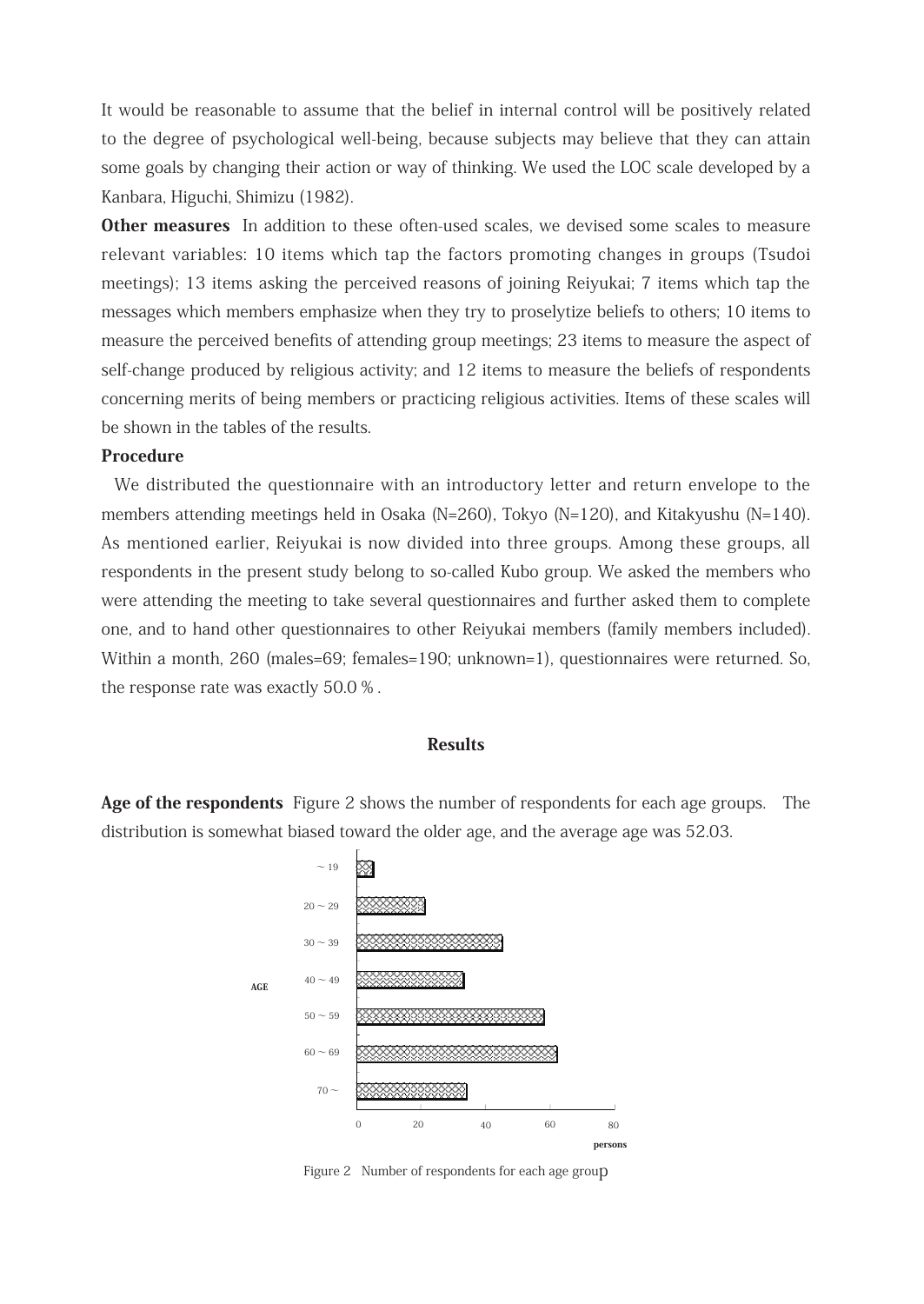It would be reasonable to assume that the belief in internal control will be positively related to the degree of psychological well-being, because subjects may believe that they can attain some goals by changing their action or way of thinking. We used the LOC scale developed by a Kanbara, Higuchi, Shimizu (1982).

**Other measures** In addition to these often-used scales, we devised some scales to measure relevant variables: 10 items which tap the factors promoting changes in groups (Tsudoi meetings); 13 items asking the perceived reasons of joining Reiyukai; 7 items which tap the messages which members emphasize when they try to proselytize beliefs to others; 10 items to measure the perceived benefits of attending group meetings; 23 items to measure the aspect of self-change produced by religious activity; and 12 items to measure the beliefs of respondents concerning merits of being members or practicing religious activities. Items of these scales will be shown in the tables of the results.

**Procedure**

We distributed the questionnaire with an introductory letter and return envelope to the members attending meetings held in Osaka (N=260), Tokyo (N=120), and Kitakyushu (N=140). As mentioned earlier, Reiyukai is now divided into three groups. Among these groups, all respondents in the present study belong to so-called Kubo group. We asked the members who were attending the meeting to take several questionnaires and further asked them to complete one, and to hand other questionnaires to other Reiyukai members (family members included). Within a month, 260 (males=69; females=190; unknown=1), questionnaires were returned. So, the response rate was exactly 50.0 %.

## Results

**Age of the respondents** Figure 2 shows the number of respondents for each age groups. The distribution is somewhat biased toward the older age, and the average age was 52.03.

Figure 2 Number of respondents for each age group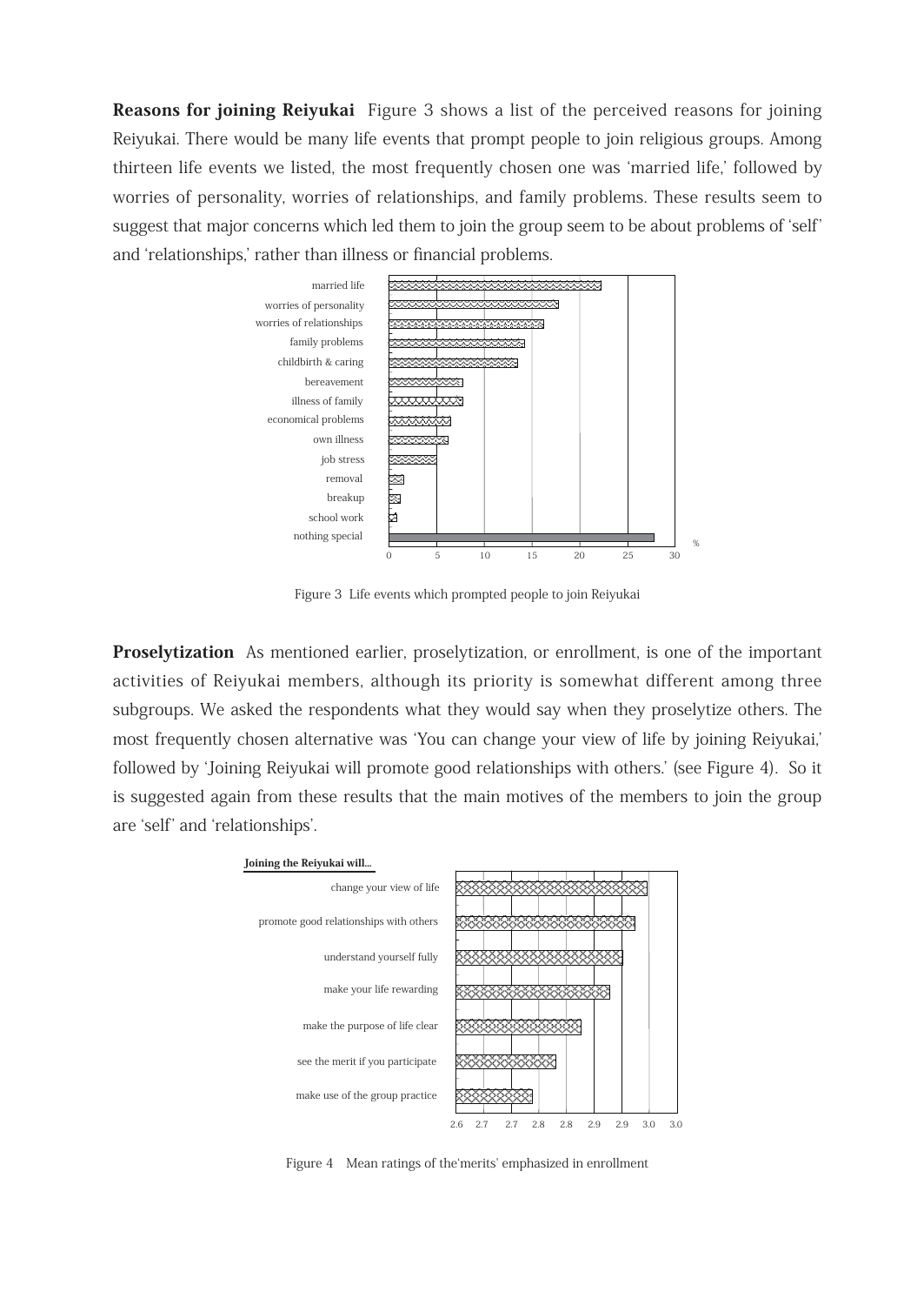**Reasons for joining Reiyukai** Figure 3 shows a list of the perceived reasons for joining Reiyukai. There would be many life events that prompt people to join religious groups. Among thirteen life events we listed, the most frequently chosen one was 'married life,' followed by worries of personality, worries of relationships, and family problems. These results seem to suggest that major concerns which led them to join the group seem to be about problems of 'self' and 'relationships,' rather than illness or financial problems.

Figure 3 Life events which prompted people to join Reiyukai

**Proselytization** As mentioned earlier, proselytization, or enrollment, is one of the important activities of Reiyukai members, although its priority is somewhat different among three subgroups. We asked the respondents what they would say when they proselytize others. The most frequently chosen alternative was 'You can change your view of life by joining Reiyukai,' followed by 'Joining Reiyukai will promote good relationships with others.' (see Figure 4). So it is suggested again from these results that the main motives of the members to join the group are 'self' and 'relationships'.

Figure 4 Mean ratings of the'merits' emphasized in enrollment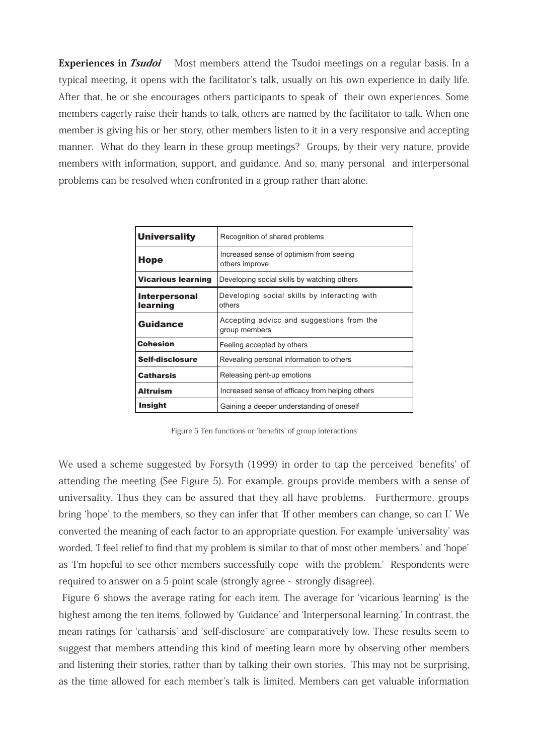**Experiences in *Tsudoi*** Most members attend the Tsudoi meetings on a regular basis. In a typical meeting, it opens with the facilitator's talk, usually on his own experience in daily life. After that, he or she encourages others participants to speak of their own experiences. Some members eagerly raise their hands to talk, others are named by the facilitator to talk. When one member is giving his or her story, other members listen to it in a very responsive and accepting manner. What do they learn in these group meetings? Groups, by their very nature, provide members with information, support, and guidance. And so, many personal and interpersonal problems can be resolved when confronted in a group rather than alone.

| | |
|---|---|
| **Universality** | Recognition of shared problems |
| **Hope** | Increased sense of optimism from seeing others improve |
| **Vicarious learning** | Developing social skills by watching others |
| **Interpersonal learning** | Developing social skills by interacting with others |
| **Guidance** | Accepting advicc and suggestions from the group members |
| **Cohesion** | Feeling accepted by others |
| **Self-disclosure** | Revealing personal information to others |
| **Catharsis** | Releasing pent-up emotions |
| **Altruism** | Increased sense of efficacy from helping others |
| **Insight** | Gaining a deeper understanding of oneself |

Figure 5 Ten functions or 'benefits' of group interactions

We used a scheme suggested by Forsyth (1999) in order to tap the perceived 'benefits' of attending the meeting (See Figure 5). For example, groups provide members with a sense of universality. Thus they can be assured that they all have problems. Furthermore, groups bring 'hope' to the members, so they can infer that 'If other members can change, so can I.' We converted the meaning of each factor to an appropriate question. For example 'universality' was worded, 'I feel relief to find that my problem is similar to that of most other members.' and 'hope' as 'I'm hopeful to see other members successfully cope with the problem.' Respondents were required to answer on a 5-point scale (strongly agree ~ strongly disagree).

Figure 6 shows the average rating for each item. The average for 'vicarious learning' is the highest among the ten items, followed by 'Guidance' and 'Interpersonal learning.' In contrast, the mean ratings for 'catharsis' and 'self-disclosure' are comparatively low. These results seem to suggest that members attending this kind of meeting learn more by observing other members and listening their stories, rather than by talking their own stories. This may not be surprising, as the time allowed for each member's talk is limited. Members can get valuable information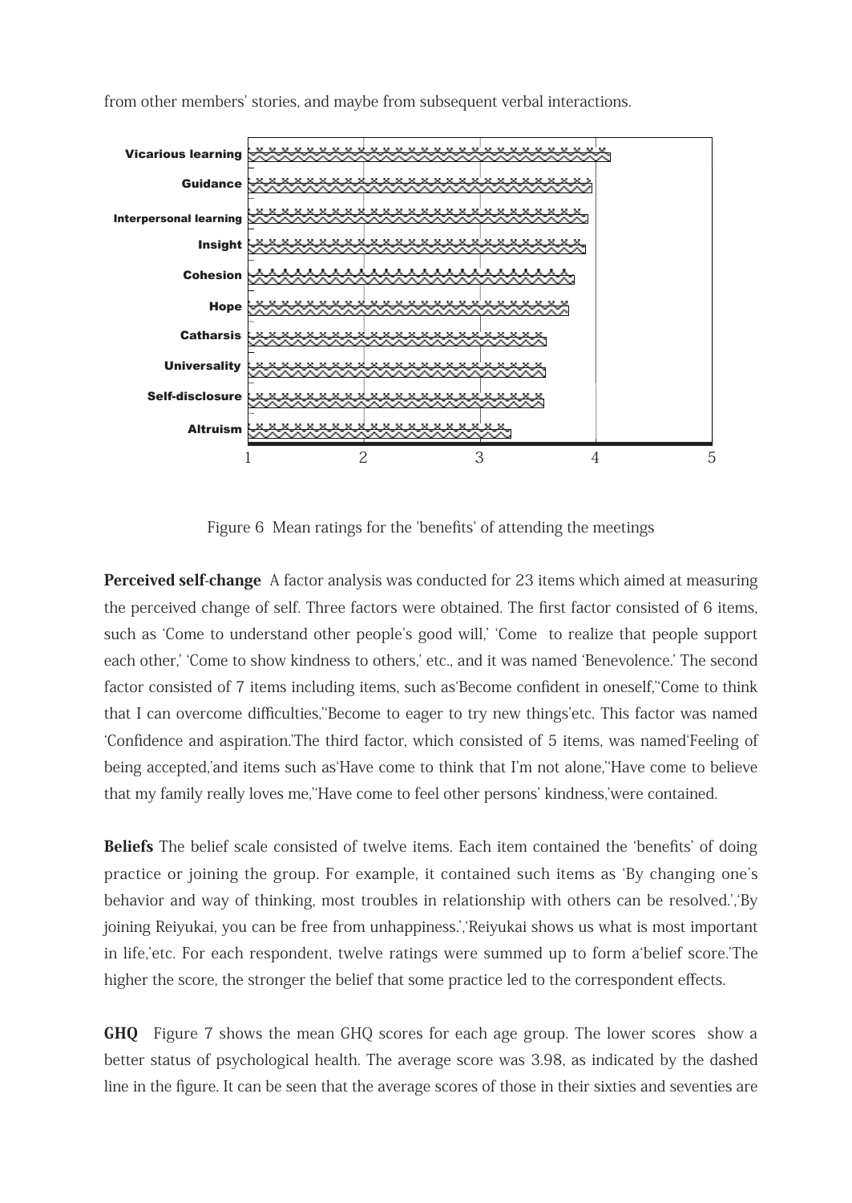from other members' stories, and maybe from subsequent verbal interactions.

Figure 6 Mean ratings for the 'benefits' of attending the meetings

**Perceived self-change** A factor analysis was conducted for 23 items which aimed at measuring the perceived change of self. Three factors were obtained. The first factor consisted of 6 items, such as 'Come to understand other people's good will,' 'Come to realize that people support each other,' 'Come to show kindness to others,' etc., and it was named 'Benevolence.' The second factor consisted of 7 items including items, such as'Become confident in oneself,''Come to think that I can overcome difficulties,''Become to eager to try new things'etc. This factor was named 'Confidence and aspiration.'The third factor, which consisted of 5 items, was named'Feeling of being accepted,'and items such as'Have come to think that I'm not alone,''Have come to believe that my family really loves me,''Have come to feel other persons' kindness,'were contained.

**Beliefs** The belief scale consisted of twelve items. Each item contained the 'benefits' of doing practice or joining the group. For example, it contained such items as 'By changing one's behavior and way of thinking, most troubles in relationship with others can be resolved.','By joining Reiyukai, you can be free from unhappiness.','Reiyukai shows us what is most important in life,'etc. For each respondent, twelve ratings were summed up to form a'belief score.'The higher the score, the stronger the belief that some practice led to the correspondent effects.

**GHQ** Figure 7 shows the mean GHQ scores for each age group. The lower scores show a better status of psychological health. The average score was 3.98, as indicated by the dashed line in the figure. It can be seen that the average scores of those in their sixties and seventies are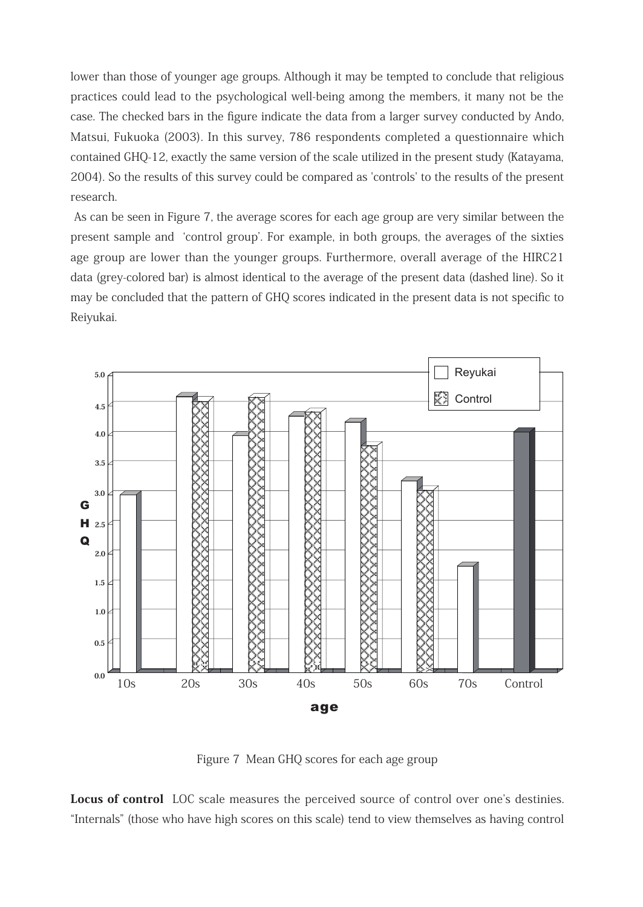lower than those of younger age groups. Although it may be tempted to conclude that religious practices could lead to the psychological well-being among the members, it many not be the case. The checked bars in the figure indicate the data from a larger survey conducted by Ando, Matsui, Fukuoka (2003). In this survey, 786 respondents completed a questionnaire which contained GHQ-12, exactly the same version of the scale utilized in the present study (Katayama, 2004). So the results of this survey could be compared as 'controls' to the results of the present research.

As can be seen in Figure 7, the average scores for each age group are very similar between the present sample and 'control group'. For example, in both groups, the averages of the sixties age group are lower than the younger groups. Furthermore, overall average of the HIRC21 data (grey-colored bar) is almost identical to the average of the present data (dashed line). So it may be concluded that the pattern of GHQ scores indicated in the present data is not specific to Reiyukai.

Figure 7 Mean GHQ scores for each age group

**Locus of control** LOC scale measures the perceived source of control over one's destinies. "Internals" (those who have high scores on this scale) tend to view themselves as having control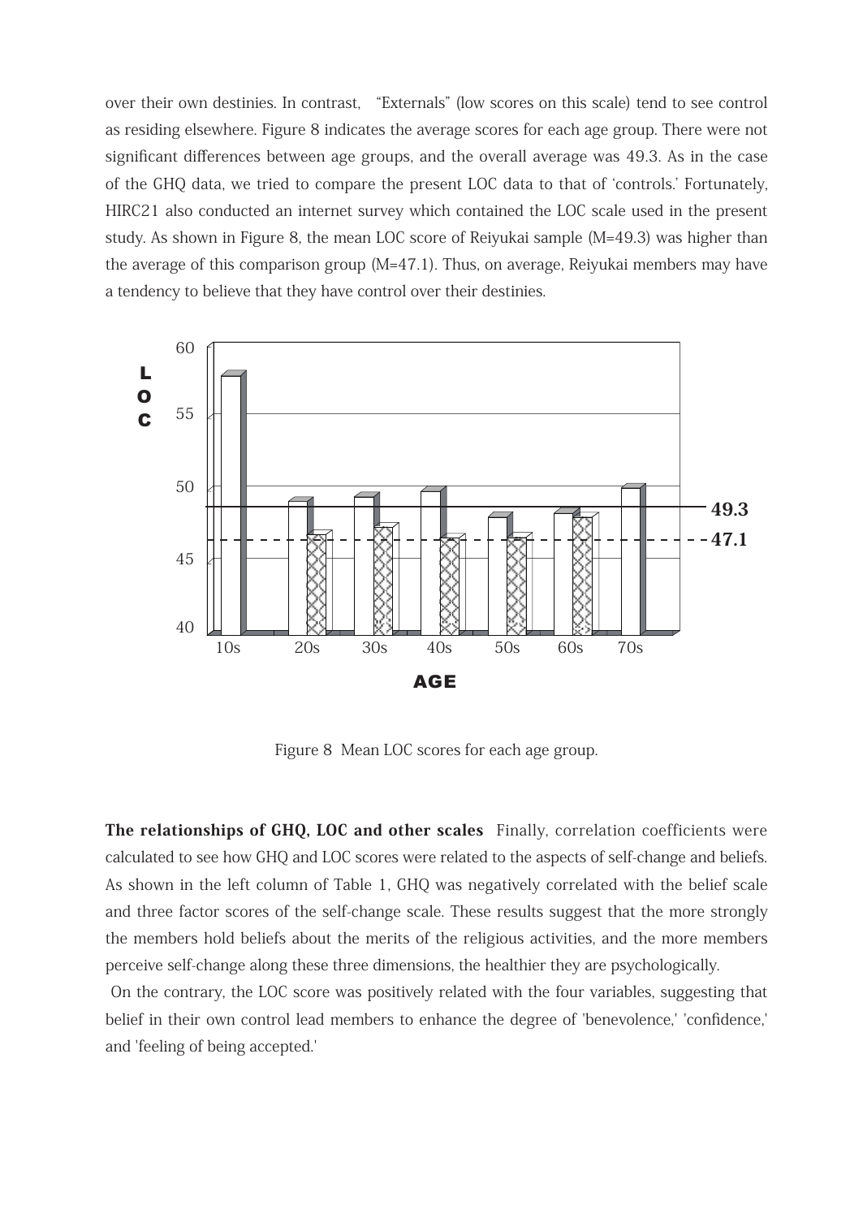over their own destinies. In contrast, "Externals" (low scores on this scale) tend to see control as residing elsewhere. Figure 8 indicates the average scores for each age group. There were not significant differences between age groups, and the overall average was 49.3. As in the case of the GHQ data, we tried to compare the present LOC data to that of 'controls.' Fortunately, HIRC21 also conducted an internet survey which contained the LOC scale used in the present study. As shown in Figure 8, the mean LOC score of Reiyukai sample (M=49.3) was higher than the average of this comparison group (M=47.1). Thus, on average, Reiyukai members may have a tendency to believe that they have control over their destinies.

Figure 8 Mean LOC scores for each age group.

**The relationships of GHQ, LOC and other scales** Finally, correlation coefficients were calculated to see how GHQ and LOC scores were related to the aspects of self-change and beliefs. As shown in the left column of Table 1, GHQ was negatively correlated with the belief scale and three factor scores of the self-change scale. These results suggest that the more strongly the members hold beliefs about the merits of the religious activities, and the more members perceive self-change along these three dimensions, the healthier they are psychologically.

On the contrary, the LOC score was positively related with the four variables, suggesting that belief in their own control lead members to enhance the degree of 'benevolence,' 'confidence,' and 'feeling of being accepted.'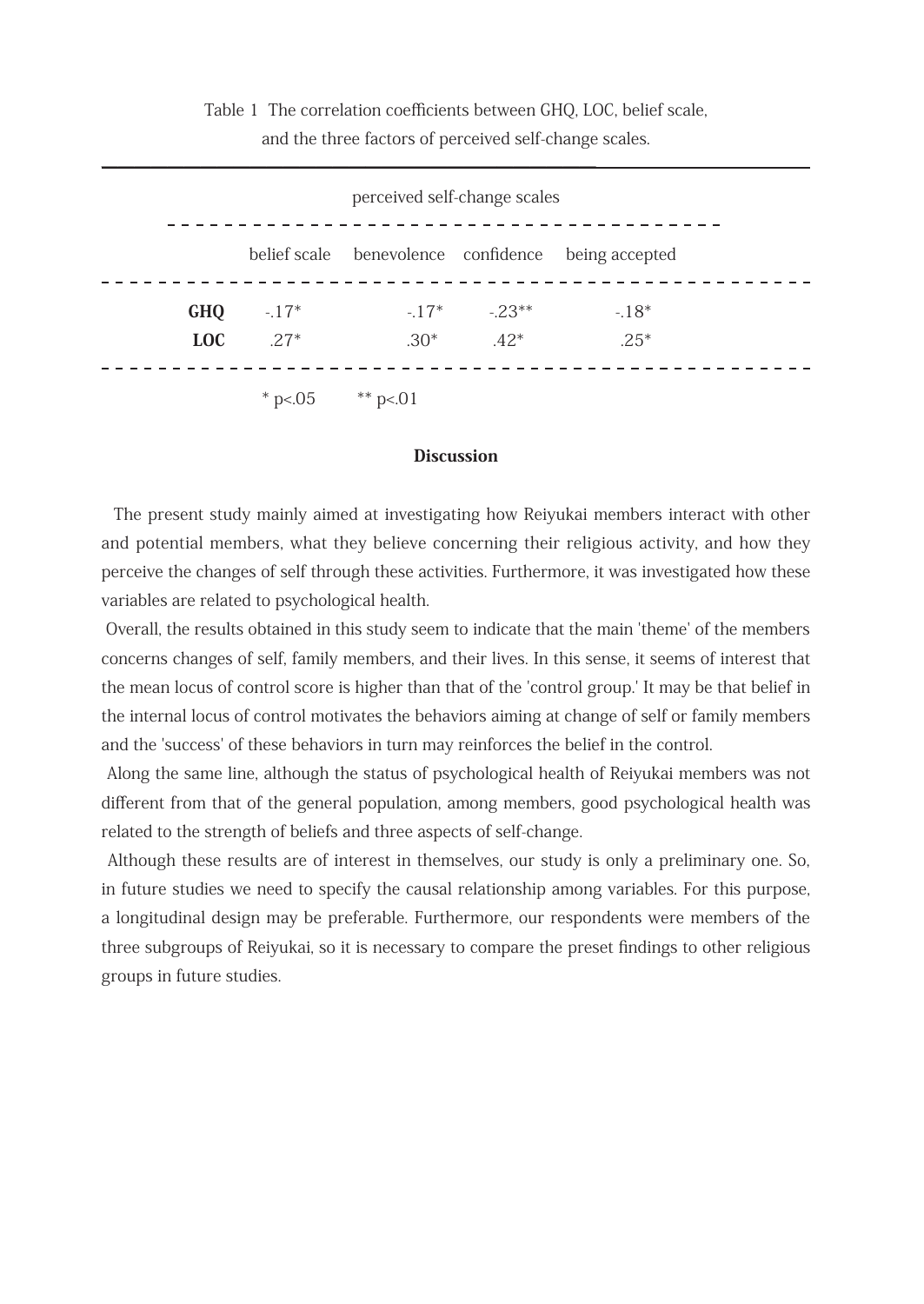Table 1 The correlation coefficients between GHQ, LOC, belief scale, and the three factors of perceived self-change scales.

| | | perceived self-change scales | | |
|---|---|---|---|---|
| | belief scale | benevolence | confidence | being accepted |
| **GHQ** | -.17* | -.17* | -.23** | -.18* |
| **LOC** | .27* | .30* | .42* | .25* |

\* p<.05 \*\* p<.01

**Discussion**

The present study mainly aimed at investigating how Reiyukai members interact with other and potential members, what they believe concerning their religious activity, and how they perceive the changes of self through these activities. Furthermore, it was investigated how these variables are related to psychological health.

Overall, the results obtained in this study seem to indicate that the main 'theme' of the members concerns changes of self, family members, and their lives. In this sense, it seems of interest that the mean locus of control score is higher than that of the 'control group.' It may be that belief in the internal locus of control motivates the behaviors aiming at change of self or family members and the 'success' of these behaviors in turn may reinforces the belief in the control.

Along the same line, although the status of psychological health of Reiyukai members was not different from that of the general population, among members, good psychological health was related to the strength of beliefs and three aspects of self-change.

Although these results are of interest in themselves, our study is only a preliminary one. So, in future studies we need to specify the causal relationship among variables. For this purpose, a longitudinal design may be preferable. Furthermore, our respondents were members of the three subgroups of Reiyukai, so it is necessary to compare the preset findings to other religious groups in future studies.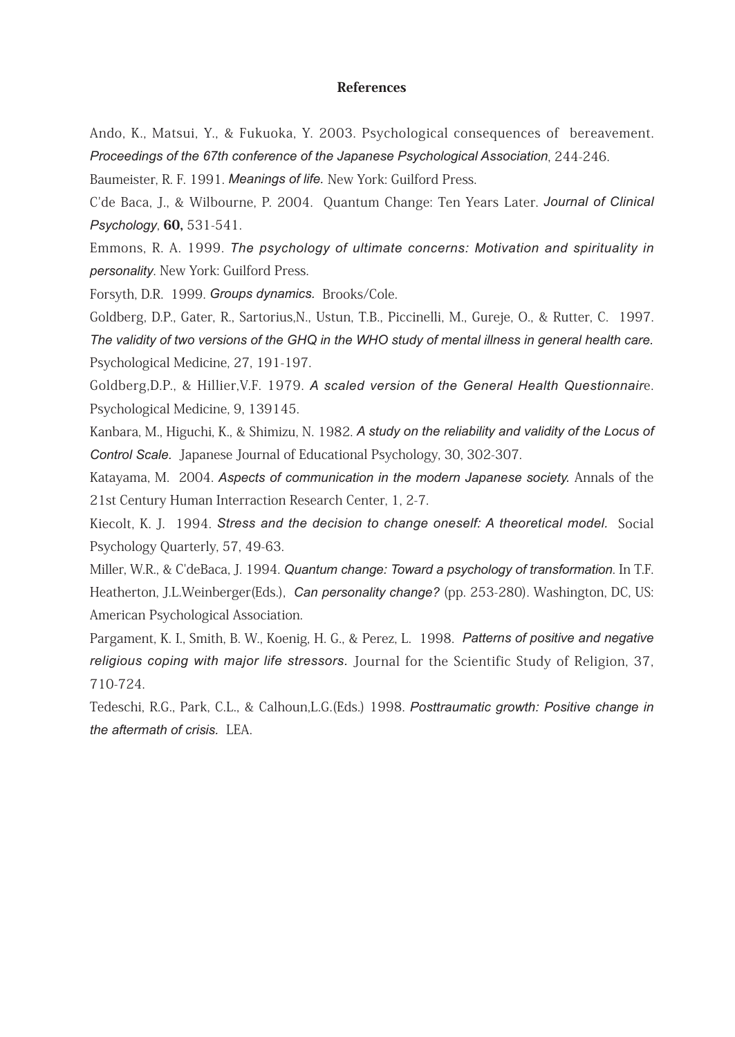**References**

Ando, K., Matsui, Y., & Fukuoka, Y. 2003. Psychological consequences of bereavement. *Proceedings of the 67th conference of the Japanese Psychological Association*, 244-246.

Baumeister, R. F. 1991. *Meanings of life.* New York: Guilford Press.

C'de Baca, J., & Wilbourne, P. 2004. Quantum Change: Ten Years Later. *Journal of Clinical Psychology*, **60,** 531-541.

Emmons, R. A. 1999. *The psychology of ultimate concerns: Motivation and spirituality in personality*. New York: Guilford Press.

Forsyth, D.R. 1999. *Groups dynamics.* Brooks/Cole.

Goldberg, D.P., Gater, R., Sartorius,N., Ustun, T.B., Piccinelli, M., Gureje, O., & Rutter, C. 1997. *The validity of two versions of the GHQ in the WHO study of mental illness in general health care.* Psychological Medicine, 27, 191-197.

Goldberg,D.P., & Hillier,V.F. 1979. *A scaled version of the General Health Questionnair*e. Psychological Medicine, 9, 139145.

Kanbara, M., Higuchi, K., & Shimizu, N. 1982. *A study on the reliability and validity of the Locus of Control Scale.* Japanese Journal of Educational Psychology, 30, 302-307.

Katayama, M. 2004. *Aspects of communication in the modern Japanese society.* Annals of the 21st Century Human Interraction Research Center, 1, 2-7.

Kiecolt, K. J. 1994. *Stress and the decision to change oneself: A theoretical model.* Social Psychology Quarterly, 57, 49-63.

Miller, W.R., & C'deBaca, J. 1994. *Quantum change: Toward a psychology of transformation.* In T.F. Heatherton, J.L.Weinberger(Eds.), *Can personality change?* (pp. 253-280). Washington, DC, US: American Psychological Association.

Pargament, K. I., Smith, B. W., Koenig, H. G., & Perez, L. 1998. *Patterns of positive and negative religious coping with major life stressors.* Journal for the Scientific Study of Religion, 37, 710-724.

Tedeschi, R.G., Park, C.L., & Calhoun,L.G.(Eds.) 1998. *Posttraumatic growth: Positive change in the aftermath of crisis.* LEA.